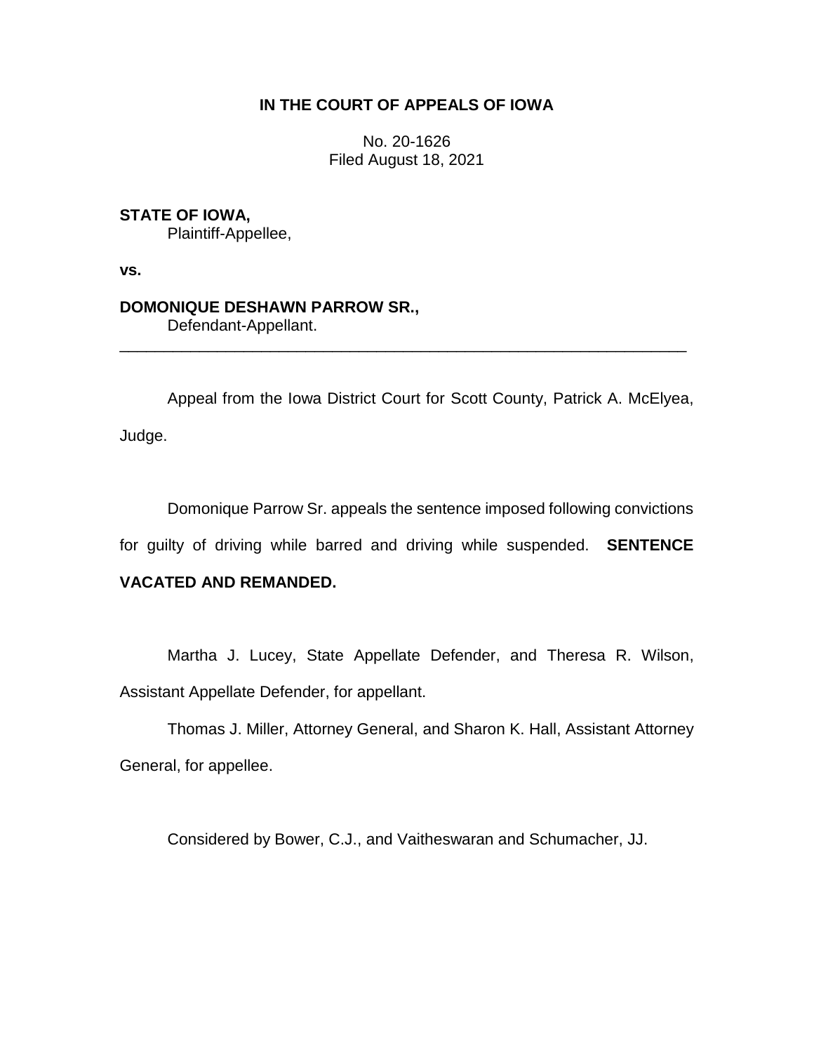**IN THE COURT OF APPEALS OF IOWA**

No. 20-1626
Filed August 18, 2021

**STATE OF IOWA,**
Plaintiff-Appellee,

**vs.**

**DOMONIQUE DESHAWN PARROW SR.,**
Defendant-Appellant.

---

Appeal from the Iowa District Court for Scott County, Patrick A. McElyea, Judge.

Domonique Parrow Sr. appeals the sentence imposed following convictions for guilty of driving while barred and driving while suspended. **SENTENCE VACATED AND REMANDED.**

Martha J. Lucey, State Appellate Defender, and Theresa R. Wilson, Assistant Appellate Defender, for appellant.

Thomas J. Miller, Attorney General, and Sharon K. Hall, Assistant Attorney General, for appellee.

Considered by Bower, C.J., and Vaitheswaran and Schumacher, JJ.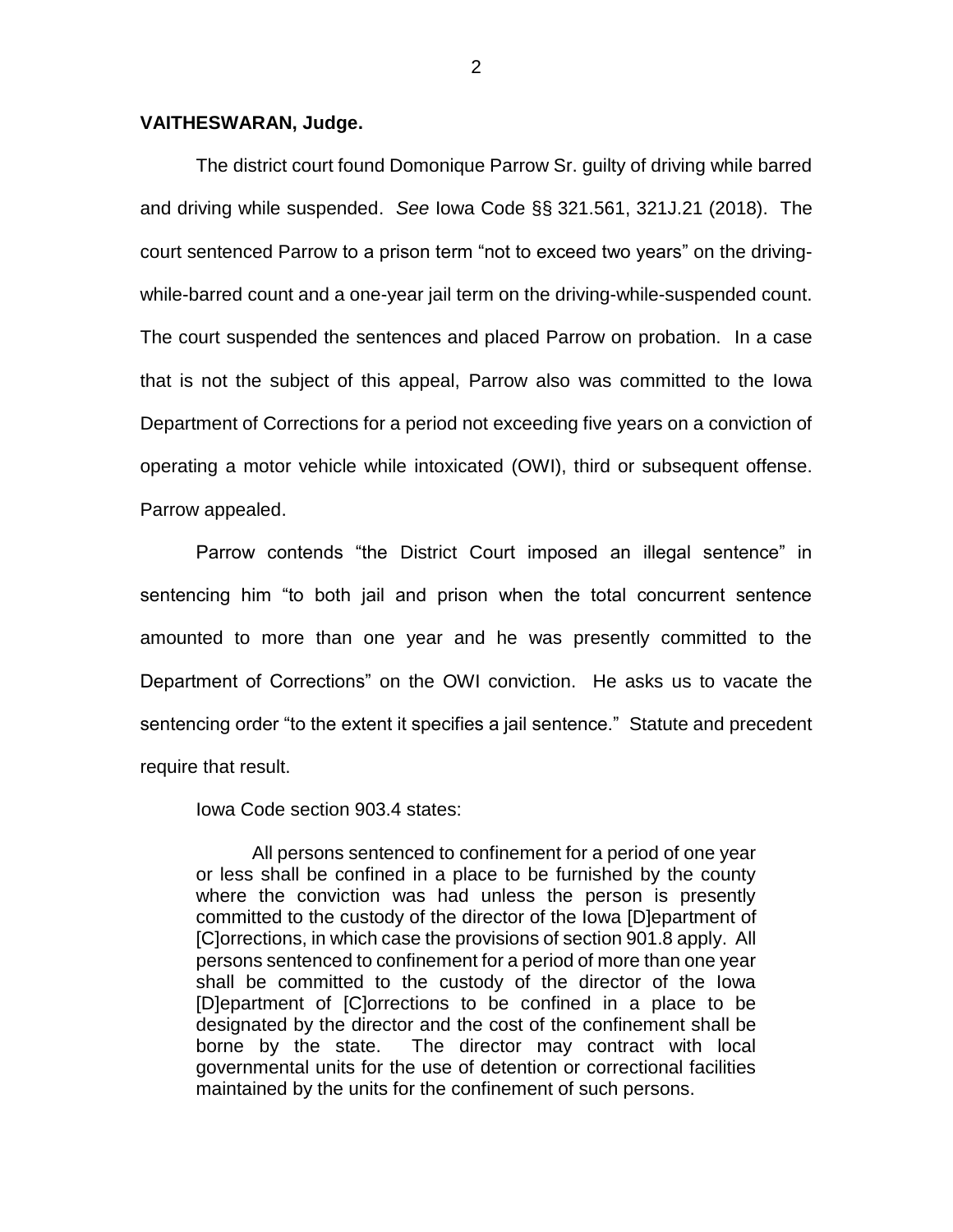**VAITHESWARAN, Judge.**

The district court found Domonique Parrow Sr. guilty of driving while barred and driving while suspended. *See* Iowa Code §§ 321.561, 321J.21 (2018). The court sentenced Parrow to a prison term "not to exceed two years" on the driving-while-barred count and a one-year jail term on the driving-while-suspended count. The court suspended the sentences and placed Parrow on probation. In a case that is not the subject of this appeal, Parrow also was committed to the Iowa Department of Corrections for a period not exceeding five years on a conviction of operating a motor vehicle while intoxicated (OWI), third or subsequent offense. Parrow appealed.

Parrow contends "the District Court imposed an illegal sentence" in sentencing him "to both jail and prison when the total concurrent sentence amounted to more than one year and he was presently committed to the Department of Corrections" on the OWI conviction. He asks us to vacate the sentencing order "to the extent it specifies a jail sentence." Statute and precedent require that result.

Iowa Code section 903.4 states:

> All persons sentenced to confinement for a period of one year or less shall be confined in a place to be furnished by the county where the conviction was had unless the person is presently committed to the custody of the director of the Iowa [D]epartment of [C]orrections, in which case the provisions of section 901.8 apply. All persons sentenced to confinement for a period of more than one year shall be committed to the custody of the director of the Iowa [D]epartment of [C]orrections to be confined in a place to be designated by the director and the cost of the confinement shall be borne by the state. The director may contract with local governmental units for the use of detention or correctional facilities maintained by the units for the confinement of such persons.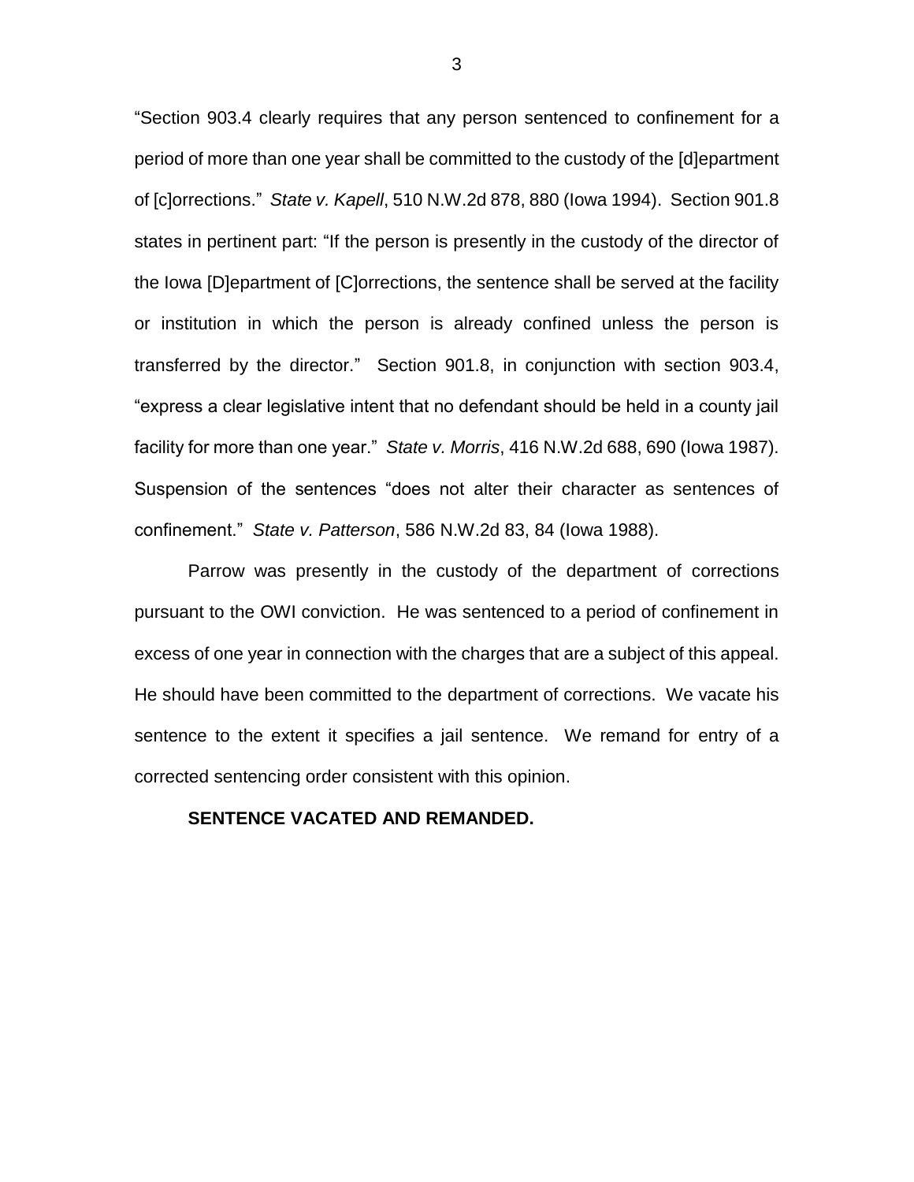"Section 903.4 clearly requires that any person sentenced to confinement for a period of more than one year shall be committed to the custody of the [d]epartment of [c]orrections." *State v. Kapell*, 510 N.W.2d 878, 880 (Iowa 1994). Section 901.8 states in pertinent part: "If the person is presently in the custody of the director of the Iowa [D]epartment of [C]orrections, the sentence shall be served at the facility or institution in which the person is already confined unless the person is transferred by the director." Section 901.8, in conjunction with section 903.4, "express a clear legislative intent that no defendant should be held in a county jail facility for more than one year." *State v. Morris*, 416 N.W.2d 688, 690 (Iowa 1987). Suspension of the sentences "does not alter their character as sentences of confinement." *State v. Patterson*, 586 N.W.2d 83, 84 (Iowa 1988).

Parrow was presently in the custody of the department of corrections pursuant to the OWI conviction. He was sentenced to a period of confinement in excess of one year in connection with the charges that are a subject of this appeal. He should have been committed to the department of corrections. We vacate his sentence to the extent it specifies a jail sentence. We remand for entry of a corrected sentencing order consistent with this opinion.

**SENTENCE VACATED AND REMANDED.**